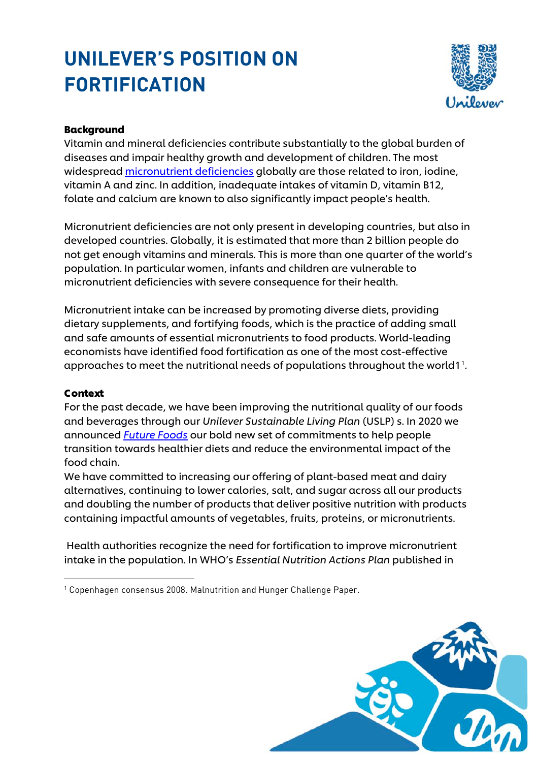# UNILEVER'S POSITION ON FORTIFICATION

**Background**

Vitamin and mineral deficiencies contribute substantially to the global burden of diseases and impair healthy growth and development of children. The most widespread micronutrient deficiencies globally are those related to iron, iodine, vitamin A and zinc. In addition, inadequate intakes of vitamin D, vitamin B12, folate and calcium are known to also significantly impact people's health.

Micronutrient deficiencies are not only present in developing countries, but also in developed countries. Globally, it is estimated that more than 2 billion people do not get enough vitamins and minerals. This is more than one quarter of the world's population. In particular women, infants and children are vulnerable to micronutrient deficiencies with severe consequence for their health.

Micronutrient intake can be increased by promoting diverse diets, providing dietary supplements, and fortifying foods, which is the practice of adding small and safe amounts of essential micronutrients to food products. World-leading economists have identified food fortification as one of the most cost-effective approaches to meet the nutritional needs of populations throughout the world1[1].

**Context**

For the past decade, we have been improving the nutritional quality of our foods and beverages through our *Unilever Sustainable Living Plan* (USLP) s. In 2020 we announced *Future Foods* our bold new set of commitments to help people transition towards healthier diets and reduce the environmental impact of the food chain.

We have committed to increasing our offering of plant-based meat and dairy alternatives, continuing to lower calories, salt, and sugar across all our products and doubling the number of products that deliver positive nutrition with products containing impactful amounts of vegetables, fruits, proteins, or micronutrients.

Health authorities recognize the need for fortification to improve micronutrient intake in the population. In WHO's *Essential Nutrition Actions Plan* published in

---

[1] Copenhagen consensus 2008. Malnutrition and Hunger Challenge Paper.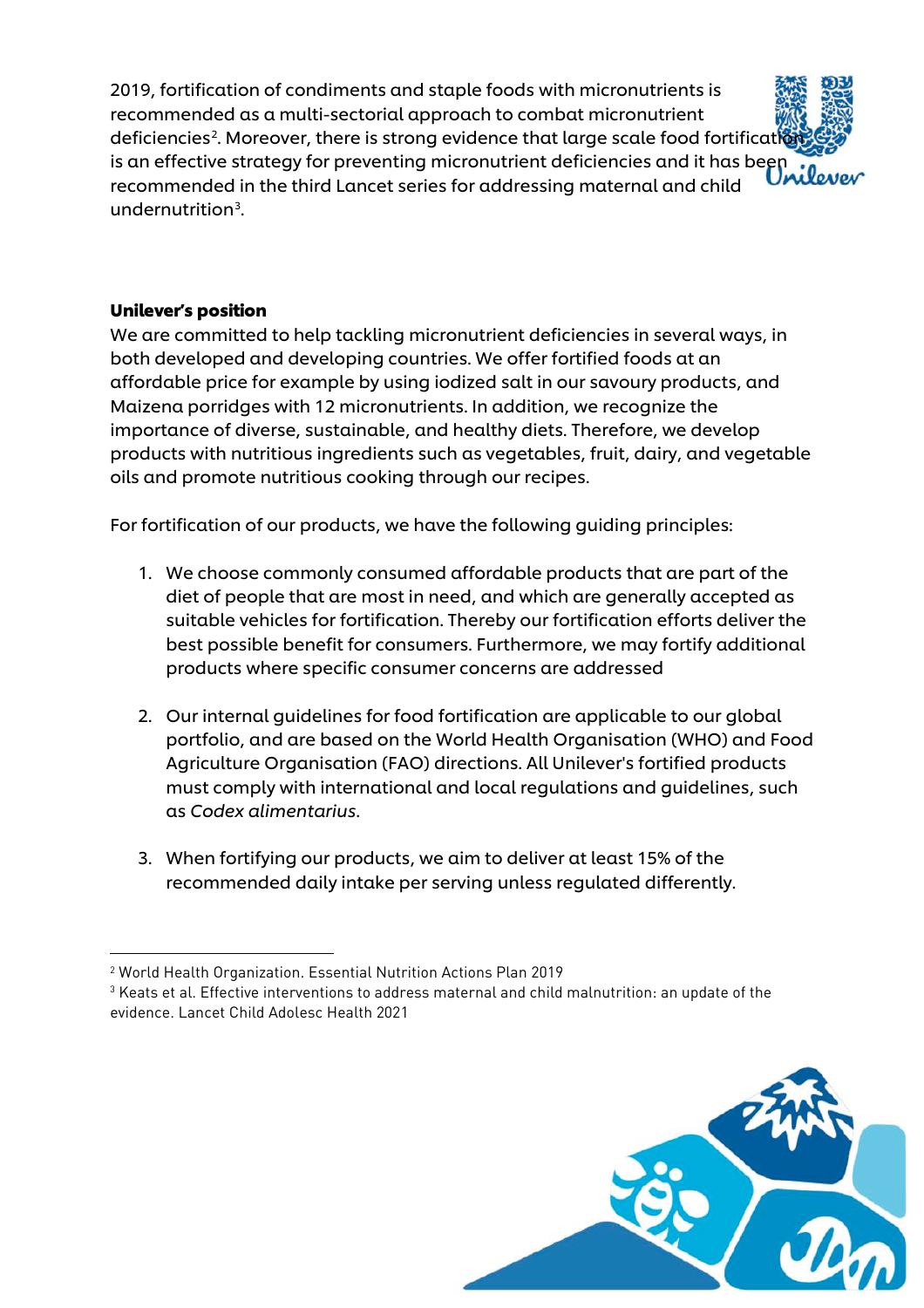2019, fortification of condiments and staple foods with micronutrients is recommended as a multi-sectorial approach to combat micronutrient deficiencies[2]. Moreover, there is strong evidence that large scale food fortification is an effective strategy for preventing micronutrient deficiencies and it has been recommended in the third Lancet series for addressing maternal and child undernutrition[3].

**Unilever's position**

We are committed to help tackling micronutrient deficiencies in several ways, in both developed and developing countries. We offer fortified foods at an affordable price for example by using iodized salt in our savoury products, and Maizena porridges with 12 micronutrients. In addition, we recognize the importance of diverse, sustainable, and healthy diets. Therefore, we develop products with nutritious ingredients such as vegetables, fruit, dairy, and vegetable oils and promote nutritious cooking through our recipes.

For fortification of our products, we have the following guiding principles:

1. We choose commonly consumed affordable products that are part of the diet of people that are most in need, and which are generally accepted as suitable vehicles for fortification. Thereby our fortification efforts deliver the best possible benefit for consumers. Furthermore, we may fortify additional products where specific consumer concerns are addressed

2. Our internal guidelines for food fortification are applicable to our global portfolio, and are based on the World Health Organisation (WHO) and Food Agriculture Organisation (FAO) directions. All Unilever's fortified products must comply with international and local regulations and guidelines, such as *Codex alimentarius*.

3. When fortifying our products, we aim to deliver at least 15% of the recommended daily intake per serving unless regulated differently.

---

[2] World Health Organization. Essential Nutrition Actions Plan 2019

[3] Keats et al. Effective interventions to address maternal and child malnutrition: an update of the evidence. Lancet Child Adolesc Health 2021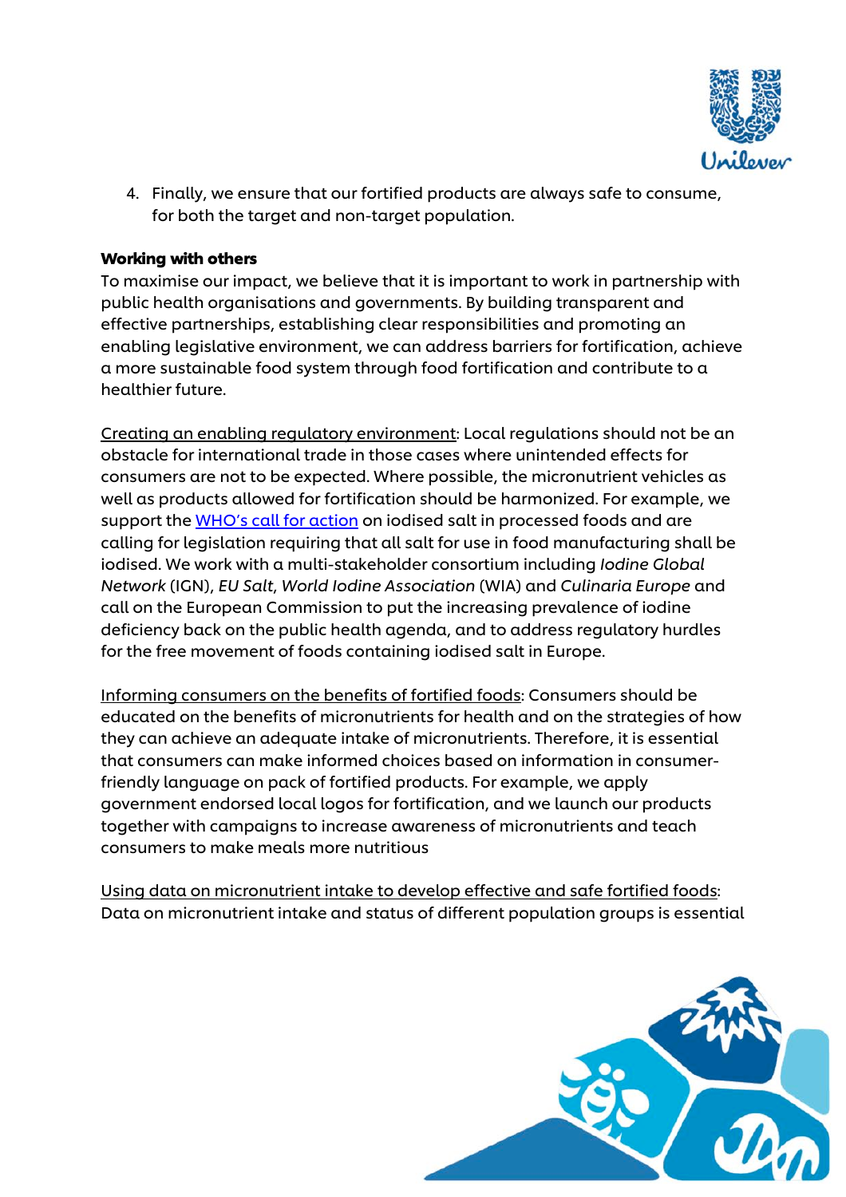4. Finally, we ensure that our fortified products are always safe to consume, for both the target and non-target population.

**Working with others**

To maximise our impact, we believe that it is important to work in partnership with public health organisations and governments. By building transparent and effective partnerships, establishing clear responsibilities and promoting an enabling legislative environment, we can address barriers for fortification, achieve a more sustainable food system through food fortification and contribute to a healthier future.

Creating an enabling regulatory environment: Local regulations should not be an obstacle for international trade in those cases where unintended effects for consumers are not to be expected. Where possible, the micronutrient vehicles as well as products allowed for fortification should be harmonized. For example, we support the WHO's call for action on iodised salt in processed foods and are calling for legislation requiring that all salt for use in food manufacturing shall be iodised. We work with a multi-stakeholder consortium including *Iodine Global Network* (IGN), *EU Salt*, *World Iodine Association* (WIA) and *Culinaria Europe* and call on the European Commission to put the increasing prevalence of iodine deficiency back on the public health agenda, and to address regulatory hurdles for the free movement of foods containing iodised salt in Europe.

Informing consumers on the benefits of fortified foods: Consumers should be educated on the benefits of micronutrients for health and on the strategies of how they can achieve an adequate intake of micronutrients. Therefore, it is essential that consumers can make informed choices based on information in consumer-friendly language on pack of fortified products. For example, we apply government endorsed local logos for fortification, and we launch our products together with campaigns to increase awareness of micronutrients and teach consumers to make meals more nutritious

Using data on micronutrient intake to develop effective and safe fortified foods: Data on micronutrient intake and status of different population groups is essential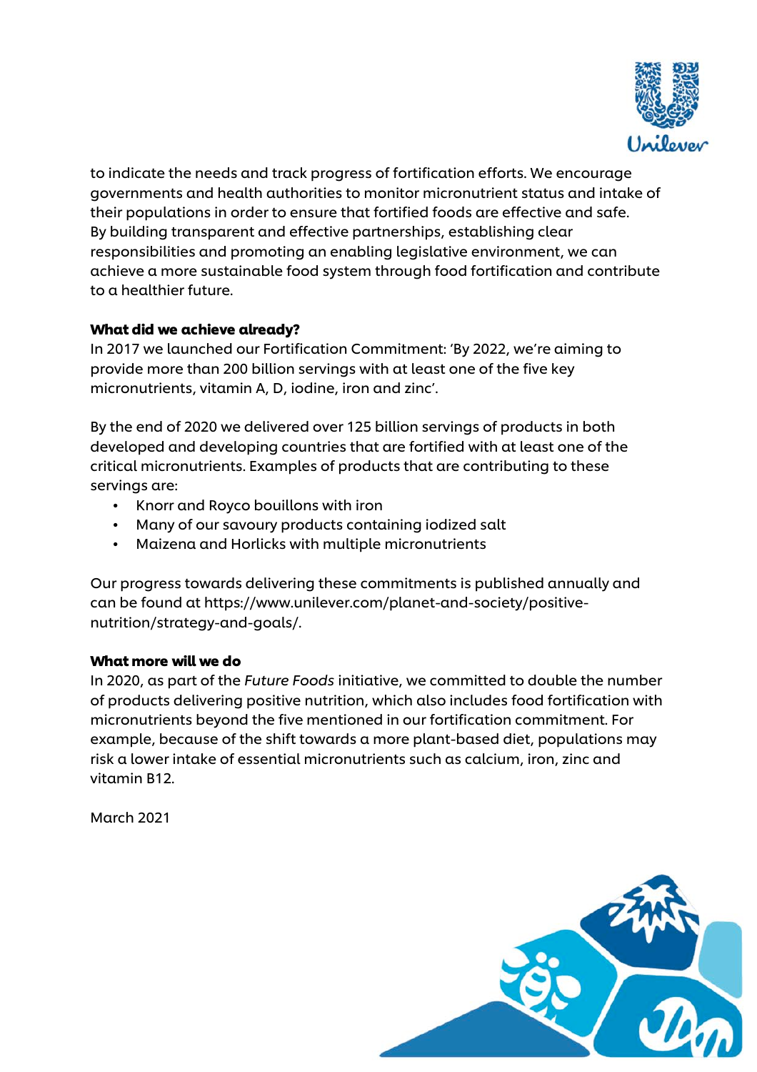to indicate the needs and track progress of fortification efforts. We encourage governments and health authorities to monitor micronutrient status and intake of their populations in order to ensure that fortified foods are effective and safe. By building transparent and effective partnerships, establishing clear responsibilities and promoting an enabling legislative environment, we can achieve a more sustainable food system through food fortification and contribute to a healthier future.

**What did we achieve already?**

In 2017 we launched our Fortification Commitment: 'By 2022, we're aiming to provide more than 200 billion servings with at least one of the five key micronutrients, vitamin A, D, iodine, iron and zinc'.

By the end of 2020 we delivered over 125 billion servings of products in both developed and developing countries that are fortified with at least one of the critical micronutrients. Examples of products that are contributing to these servings are:

- Knorr and Royco bouillons with iron
- Many of our savoury products containing iodized salt
- Maizena and Horlicks with multiple micronutrients

Our progress towards delivering these commitments is published annually and can be found at https://www.unilever.com/planet-and-society/positive-nutrition/strategy-and-goals/.

**What more will we do**

In 2020, as part of the *Future Foods* initiative, we committed to double the number of products delivering positive nutrition, which also includes food fortification with micronutrients beyond the five mentioned in our fortification commitment. For example, because of the shift towards a more plant-based diet, populations may risk a lower intake of essential micronutrients such as calcium, iron, zinc and vitamin B12.

March 2021